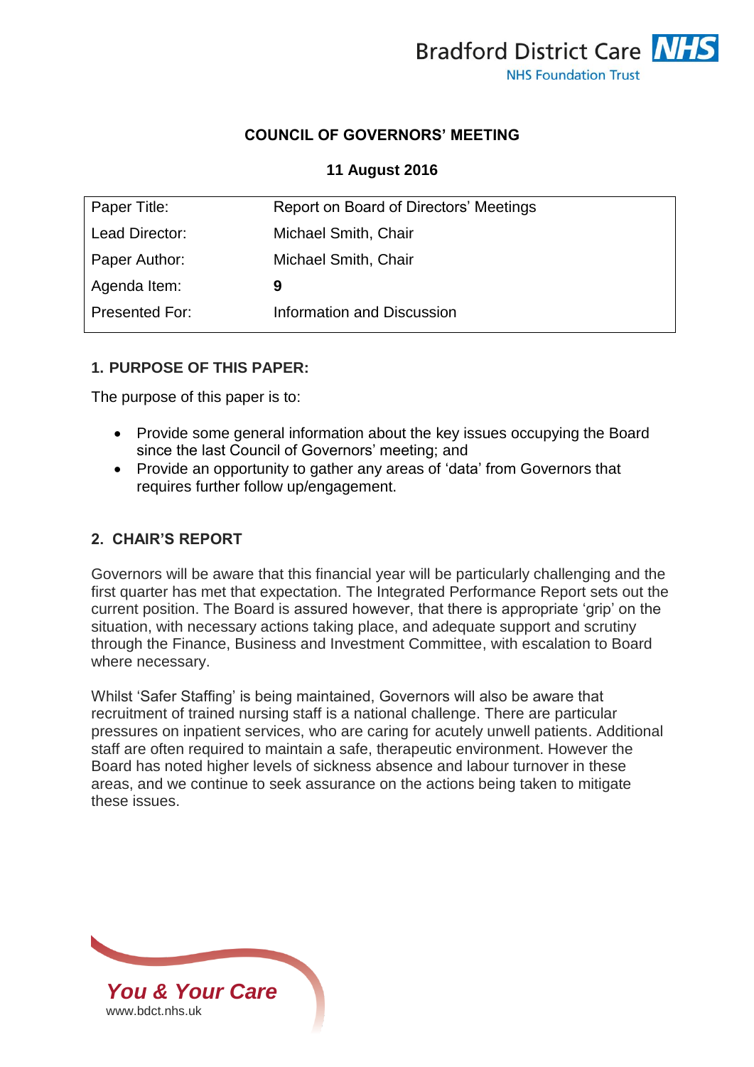Bradford District Care NHS
NHS Foundation Trust

## COUNCIL OF GOVERNORS' MEETING

**11 August 2016**

| | |
|---|---|
| Paper Title: | Report on Board of Directors' Meetings |
| Lead Director: | Michael Smith, Chair |
| Paper Author: | Michael Smith, Chair |
| Agenda Item: | **9** |
| Presented For: | Information and Discussion |

### 1. PURPOSE OF THIS PAPER:

The purpose of this paper is to:

- Provide some general information about the key issues occupying the Board since the last Council of Governors' meeting; and
- Provide an opportunity to gather any areas of 'data' from Governors that requires further follow up/engagement.

### 2. CHAIR'S REPORT

Governors will be aware that this financial year will be particularly challenging and the first quarter has met that expectation. The Integrated Performance Report sets out the current position. The Board is assured however, that there is appropriate 'grip' on the situation, with necessary actions taking place, and adequate support and scrutiny through the Finance, Business and Investment Committee, with escalation to Board where necessary.

Whilst 'Safer Staffing' is being maintained, Governors will also be aware that recruitment of trained nursing staff is a national challenge. There are particular pressures on inpatient services, who are caring for acutely unwell patients. Additional staff are often required to maintain a safe, therapeutic environment. However the Board has noted higher levels of sickness absence and labour turnover in these areas, and we continue to seek assurance on the actions being taken to mitigate these issues.

*You & Your Care*
www.bdct.nhs.uk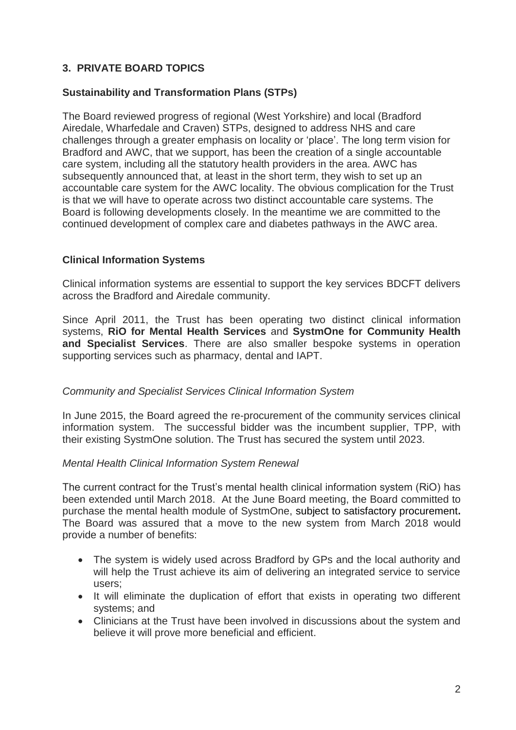## 3. PRIVATE BOARD TOPICS

### Sustainability and Transformation Plans (STPs)

The Board reviewed progress of regional (West Yorkshire) and local (Bradford Airedale, Wharfedale and Craven) STPs, designed to address NHS and care challenges through a greater emphasis on locality or 'place'. The long term vision for Bradford and AWC, that we support, has been the creation of a single accountable care system, including all the statutory health providers in the area. AWC has subsequently announced that, at least in the short term, they wish to set up an accountable care system for the AWC locality. The obvious complication for the Trust is that we will have to operate across two distinct accountable care systems. The Board is following developments closely. In the meantime we are committed to the continued development of complex care and diabetes pathways in the AWC area.

### Clinical Information Systems

Clinical information systems are essential to support the key services BDCFT delivers across the Bradford and Airedale community.

Since April 2011, the Trust has been operating two distinct clinical information systems, **RiO for Mental Health Services** and **SystmOne for Community Health and Specialist Services**. There are also smaller bespoke systems in operation supporting services such as pharmacy, dental and IAPT.

*Community and Specialist Services Clinical Information System*

In June 2015, the Board agreed the re-procurement of the community services clinical information system. The successful bidder was the incumbent supplier, TPP, with their existing SystmOne solution. The Trust has secured the system until 2023.

*Mental Health Clinical Information System Renewal*

The current contract for the Trust's mental health clinical information system (RiO) has been extended until March 2018. At the June Board meeting, the Board committed to purchase the mental health module of SystmOne, subject to satisfactory procurement**.** The Board was assured that a move to the new system from March 2018 would provide a number of benefits:

- The system is widely used across Bradford by GPs and the local authority and will help the Trust achieve its aim of delivering an integrated service to service users;
- It will eliminate the duplication of effort that exists in operating two different systems; and
- Clinicians at the Trust have been involved in discussions about the system and believe it will prove more beneficial and efficient.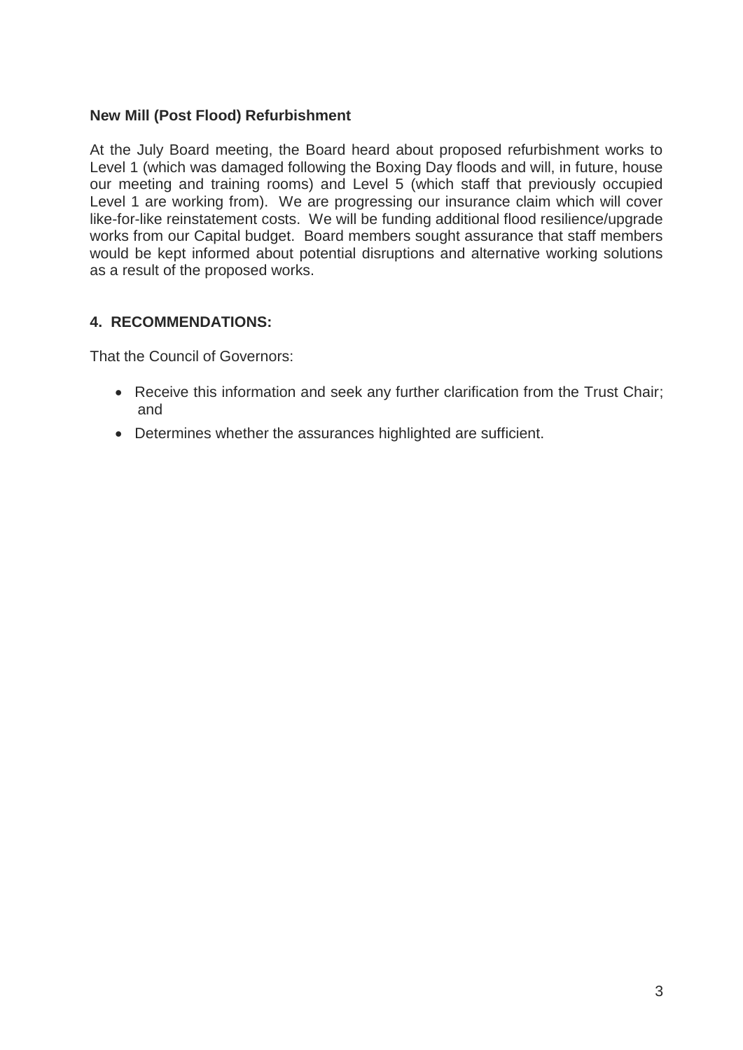**New Mill (Post Flood) Refurbishment**

At the July Board meeting, the Board heard about proposed refurbishment works to Level 1 (which was damaged following the Boxing Day floods and will, in future, house our meeting and training rooms) and Level 5 (which staff that previously occupied Level 1 are working from). We are progressing our insurance claim which will cover like-for-like reinstatement costs. We will be funding additional flood resilience/upgrade works from our Capital budget. Board members sought assurance that staff members would be kept informed about potential disruptions and alternative working solutions as a result of the proposed works.

## 4. RECOMMENDATIONS:

That the Council of Governors:

- Receive this information and seek any further clarification from the Trust Chair; and
- Determines whether the assurances highlighted are sufficient.